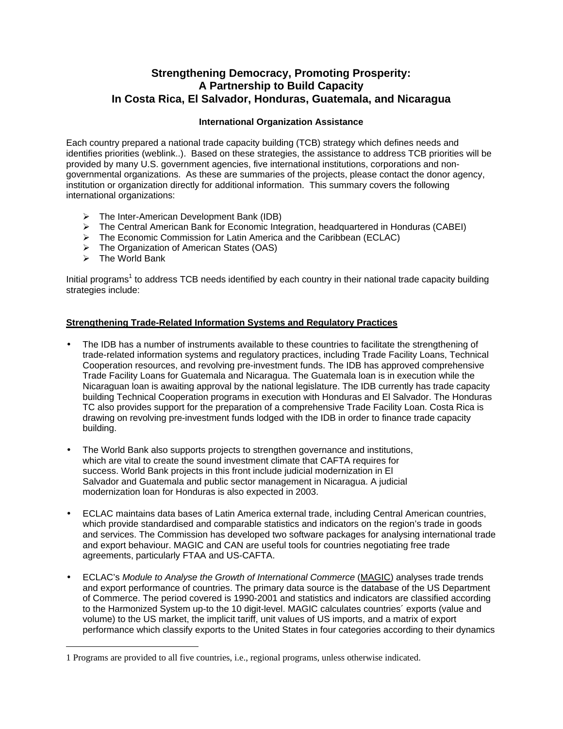# Strengthening Democracy, Promoting Prosperity: A Partnership to Build Capacity In Costa Rica, El Salvador, Honduras, Guatemala, and Nicaragua

### International Organization Assistance

Each country prepared a national trade capacity building (TCB) strategy which defines needs and identifies priorities (weblink..). Based on these strategies, the assistance to address TCB priorities will be provided by many U.S. government agencies, five international institutions, corporations and non-governmental organizations. As these are summaries of the projects, please contact the donor agency, institution or organization directly for additional information. This summary covers the following international organizations:

- The Inter-American Development Bank (IDB)
- The Central American Bank for Economic Integration, headquartered in Honduras (CABEI)
- The Economic Commission for Latin America and the Caribbean (ECLAC)
- The Organization of American States (OAS)
- The World Bank

Initial programs[1] to address TCB needs identified by each country in their national trade capacity building strategies include:

**Strengthening Trade-Related Information Systems and Regulatory Practices**

- The IDB has a number of instruments available to these countries to facilitate the strengthening of trade-related information systems and regulatory practices, including Trade Facility Loans, Technical Cooperation resources, and revolving pre-investment funds. The IDB has approved comprehensive Trade Facility Loans for Guatemala and Nicaragua. The Guatemala loan is in execution while the Nicaraguan loan is awaiting approval by the national legislature. The IDB currently has trade capacity building Technical Cooperation programs in execution with Honduras and El Salvador. The Honduras TC also provides support for the preparation of a comprehensive Trade Facility Loan. Costa Rica is drawing on revolving pre-investment funds lodged with the IDB in order to finance trade capacity building.

- The World Bank also supports projects to strengthen governance and institutions, which are vital to create the sound investment climate that CAFTA requires for success. World Bank projects in this front include judicial modernization in El Salvador and Guatemala and public sector management in Nicaragua. A judicial modernization loan for Honduras is also expected in 2003.

- ECLAC maintains data bases of Latin America external trade, including Central American countries, which provide standardised and comparable statistics and indicators on the region's trade in goods and services. The Commission has developed two software packages for analysing international trade and export behaviour. MAGIC and CAN are useful tools for countries negotiating free trade agreements, particularly FTAA and US-CAFTA.

- ECLAC's *Module to Analyse the Growth of International Commerce* (MAGIC) analyses trade trends and export performance of countries. The primary data source is the database of the US Department of Commerce. The period covered is 1990-2001 and statistics and indicators are classified according to the Harmonized System up-to the 10 digit-level. MAGIC calculates countries´ exports (value and volume) to the US market, the implicit tariff, unit values of US imports, and a matrix of export performance which classify exports to the United States in four categories according to their dynamics

---

1 Programs are provided to all five countries, i.e., regional programs, unless otherwise indicated.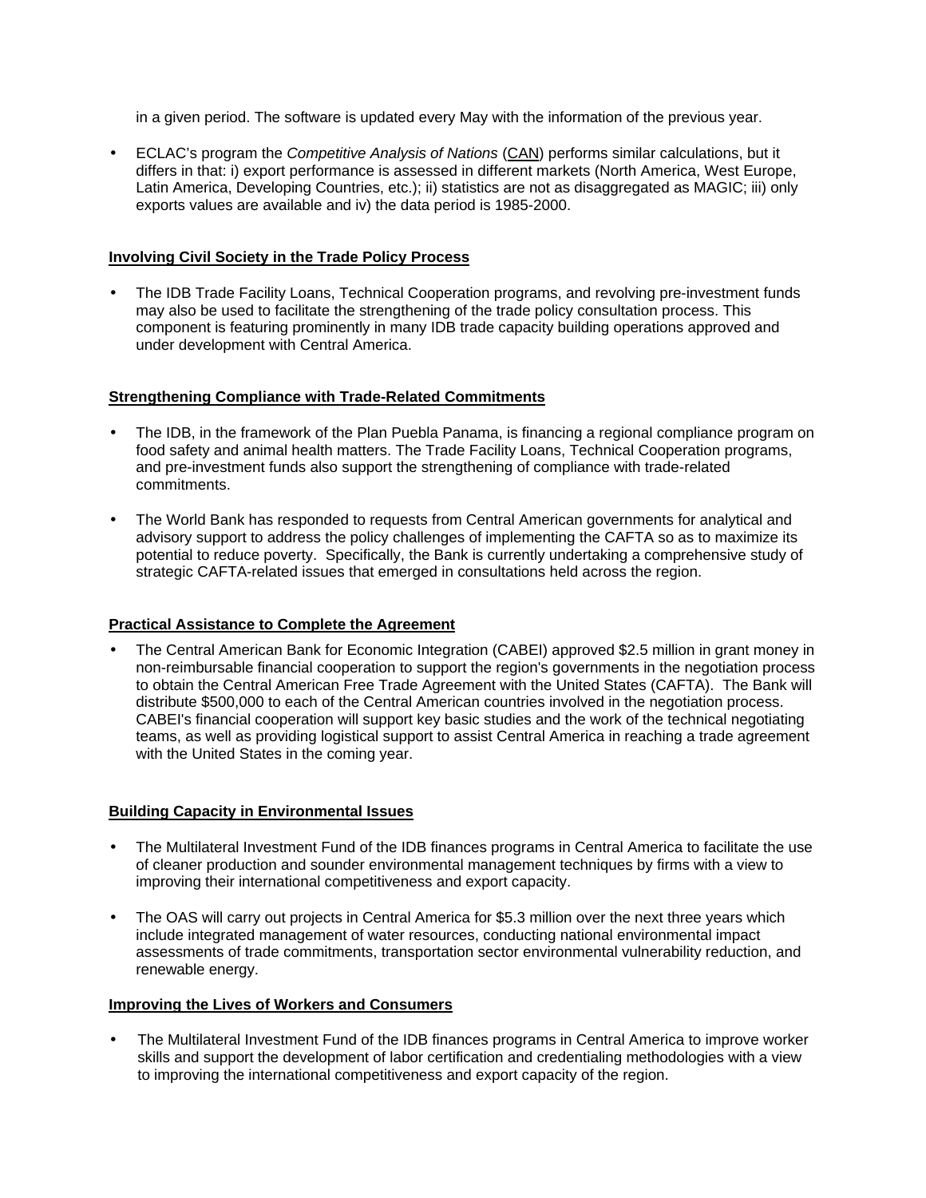in a given period. The software is updated every May with the information of the previous year.

- ECLAC's program the *Competitive Analysis of Nations* (CAN) performs similar calculations, but it differs in that: i) export performance is assessed in different markets (North America, West Europe, Latin America, Developing Countries, etc.); ii) statistics are not as disaggregated as MAGIC; iii) only exports values are available and iv) the data period is 1985-2000.

**Involving Civil Society in the Trade Policy Process**

- The IDB Trade Facility Loans, Technical Cooperation programs, and revolving pre-investment funds may also be used to facilitate the strengthening of the trade policy consultation process. This component is featuring prominently in many IDB trade capacity building operations approved and under development with Central America.

**Strengthening Compliance with Trade-Related Commitments**

- The IDB, in the framework of the Plan Puebla Panama, is financing a regional compliance program on food safety and animal health matters. The Trade Facility Loans, Technical Cooperation programs, and pre-investment funds also support the strengthening of compliance with trade-related commitments.

- The World Bank has responded to requests from Central American governments for analytical and advisory support to address the policy challenges of implementing the CAFTA so as to maximize its potential to reduce poverty. Specifically, the Bank is currently undertaking a comprehensive study of strategic CAFTA-related issues that emerged in consultations held across the region.

**Practical Assistance to Complete the Agreement**

- The Central American Bank for Economic Integration (CABEI) approved $2.5 million in grant money in non-reimbursable financial cooperation to support the region's governments in the negotiation process to obtain the Central American Free Trade Agreement with the United States (CAFTA). The Bank will distribute $500,000 to each of the Central American countries involved in the negotiation process. CABEI's financial cooperation will support key basic studies and the work of the technical negotiating teams, as well as providing logistical support to assist Central America in reaching a trade agreement with the United States in the coming year.

**Building Capacity in Environmental Issues**

- The Multilateral Investment Fund of the IDB finances programs in Central America to facilitate the use of cleaner production and sounder environmental management techniques by firms with a view to improving their international competitiveness and export capacity.

- The OAS will carry out projects in Central America for $5.3 million over the next three years which include integrated management of water resources, conducting national environmental impact assessments of trade commitments, transportation sector environmental vulnerability reduction, and renewable energy.

**Improving the Lives of Workers and Consumers**

- The Multilateral Investment Fund of the IDB finances programs in Central America to improve worker skills and support the development of labor certification and credentialing methodologies with a view to improving the international competitiveness and export capacity of the region.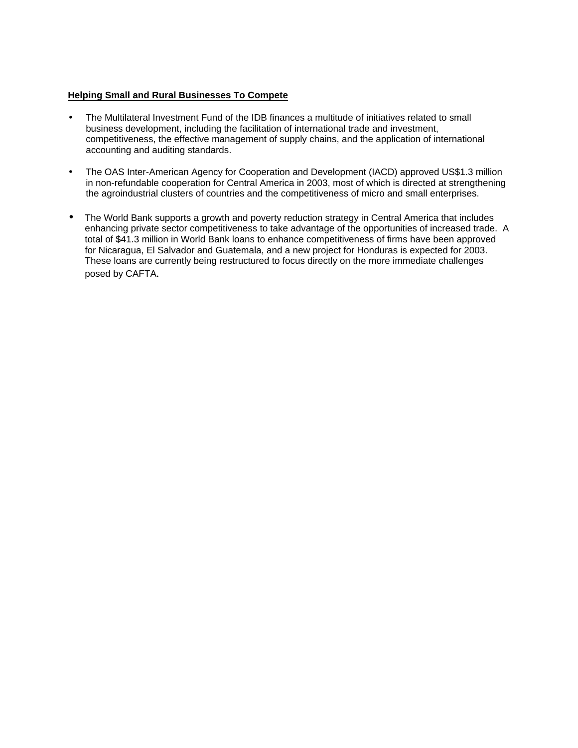**Helping Small and Rural Businesses To Compete**

- The Multilateral Investment Fund of the IDB finances a multitude of initiatives related to small business development, including the facilitation of international trade and investment, competitiveness, the effective management of supply chains, and the application of international accounting and auditing standards.

- The OAS Inter-American Agency for Cooperation and Development (IACD) approved US$1.3 million in non-refundable cooperation for Central America in 2003, most of which is directed at strengthening the agroindustrial clusters of countries and the competitiveness of micro and small enterprises.

- The World Bank supports a growth and poverty reduction strategy in Central America that includes enhancing private sector competitiveness to take advantage of the opportunities of increased trade. A total of $41.3 million in World Bank loans to enhance competitiveness of firms have been approved for Nicaragua, El Salvador and Guatemala, and a new project for Honduras is expected for 2003. These loans are currently being restructured to focus directly on the more immediate challenges posed by CAFTA.